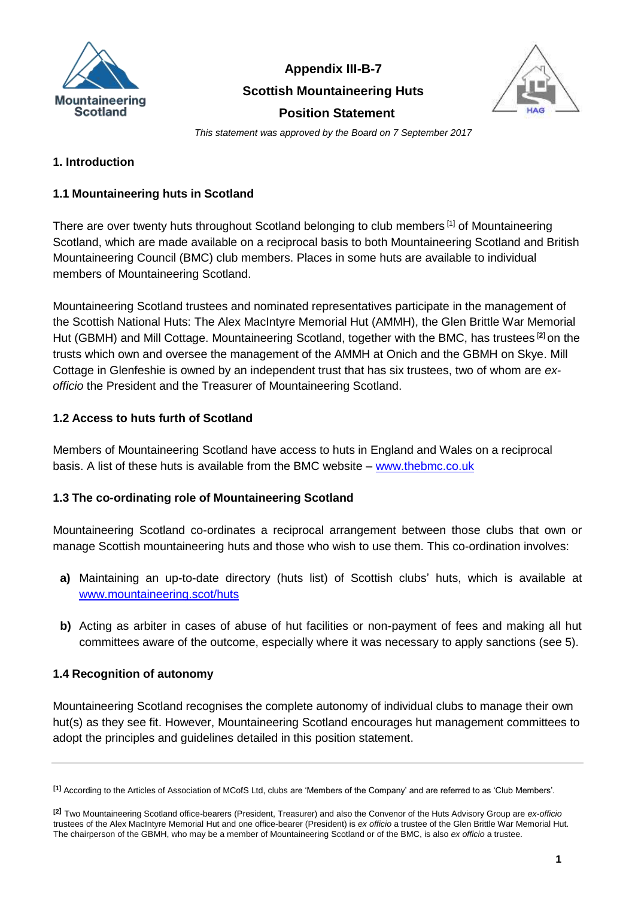# Appendix III-B-7

# Scottish Mountaineering Huts

# Position Statement

*This statement was approved by the Board on 7 September 2017*

## 1. Introduction

### 1.1 Mountaineering huts in Scotland

There are over twenty huts throughout Scotland belonging to club members [1] of Mountaineering Scotland, which are made available on a reciprocal basis to both Mountaineering Scotland and British Mountaineering Council (BMC) club members. Places in some huts are available to individual members of Mountaineering Scotland.

Mountaineering Scotland trustees and nominated representatives participate in the management of the Scottish National Huts: The Alex MacIntyre Memorial Hut (AMMH), the Glen Brittle War Memorial Hut (GBMH) and Mill Cottage. Mountaineering Scotland, together with the BMC, has trustees [2] on the trusts which own and oversee the management of the AMMH at Onich and the GBMH on Skye. Mill Cottage in Glenfeshie is owned by an independent trust that has six trustees, two of whom are *ex-officio* the President and the Treasurer of Mountaineering Scotland.

### 1.2 Access to huts furth of Scotland

Members of Mountaineering Scotland have access to huts in England and Wales on a reciprocal basis. A list of these huts is available from the BMC website – www.thebmc.co.uk

### 1.3 The co-ordinating role of Mountaineering Scotland

Mountaineering Scotland co-ordinates a reciprocal arrangement between those clubs that own or manage Scottish mountaineering huts and those who wish to use them. This co-ordination involves:

- **a)** Maintaining an up-to-date directory (huts list) of Scottish clubs' huts, which is available at www.mountaineering.scot/huts
- **b)** Acting as arbiter in cases of abuse of hut facilities or non-payment of fees and making all hut committees aware of the outcome, especially where it was necessary to apply sanctions (see 5).

### 1.4 Recognition of autonomy

Mountaineering Scotland recognises the complete autonomy of individual clubs to manage their own hut(s) as they see fit. However, Mountaineering Scotland encourages hut management committees to adopt the principles and guidelines detailed in this position statement.

---

[1] According to the Articles of Association of MCofS Ltd, clubs are 'Members of the Company' and are referred to as 'Club Members'.

[2] Two Mountaineering Scotland office-bearers (President, Treasurer) and also the Convenor of the Huts Advisory Group are *ex-officio* trustees of the Alex MacIntyre Memorial Hut and one office-bearer (President) is *ex officio* a trustee of the Glen Brittle War Memorial Hut. The chairperson of the GBMH, who may be a member of Mountaineering Scotland or of the BMC, is also *ex officio* a trustee.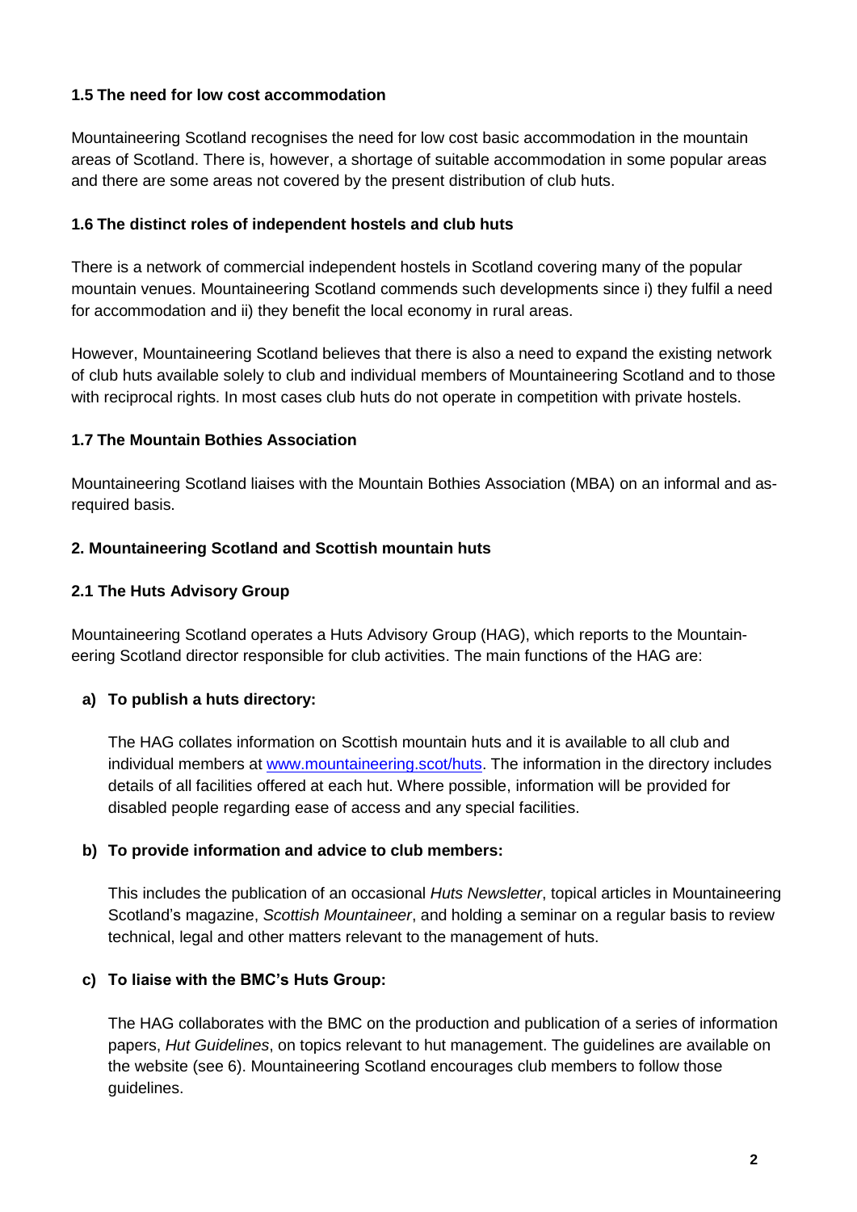### 1.5 The need for low cost accommodation

Mountaineering Scotland recognises the need for low cost basic accommodation in the mountain areas of Scotland. There is, however, a shortage of suitable accommodation in some popular areas and there are some areas not covered by the present distribution of club huts.

### 1.6 The distinct roles of independent hostels and club huts

There is a network of commercial independent hostels in Scotland covering many of the popular mountain venues. Mountaineering Scotland commends such developments since i) they fulfil a need for accommodation and ii) they benefit the local economy in rural areas.

However, Mountaineering Scotland believes that there is also a need to expand the existing network of club huts available solely to club and individual members of Mountaineering Scotland and to those with reciprocal rights. In most cases club huts do not operate in competition with private hostels.

### 1.7 The Mountain Bothies Association

Mountaineering Scotland liaises with the Mountain Bothies Association (MBA) on an informal and as-required basis.

## 2. Mountaineering Scotland and Scottish mountain huts

### 2.1 The Huts Advisory Group

Mountaineering Scotland operates a Huts Advisory Group (HAG), which reports to the Mountaineering Scotland director responsible for club activities. The main functions of the HAG are:

**a) To publish a huts directory:**

The HAG collates information on Scottish mountain huts and it is available to all club and individual members at [www.mountaineering.scot/huts](http://www.mountaineering.scot/huts). The information in the directory includes details of all facilities offered at each hut. Where possible, information will be provided for disabled people regarding ease of access and any special facilities.

**b) To provide information and advice to club members:**

This includes the publication of an occasional *Huts Newsletter*, topical articles in Mountaineering Scotland's magazine, *Scottish Mountaineer*, and holding a seminar on a regular basis to review technical, legal and other matters relevant to the management of huts.

**c) To liaise with the BMC's Huts Group:**

The HAG collaborates with the BMC on the production and publication of a series of information papers, *Hut Guidelines*, on topics relevant to hut management. The guidelines are available on the website (see 6). Mountaineering Scotland encourages club members to follow those guidelines.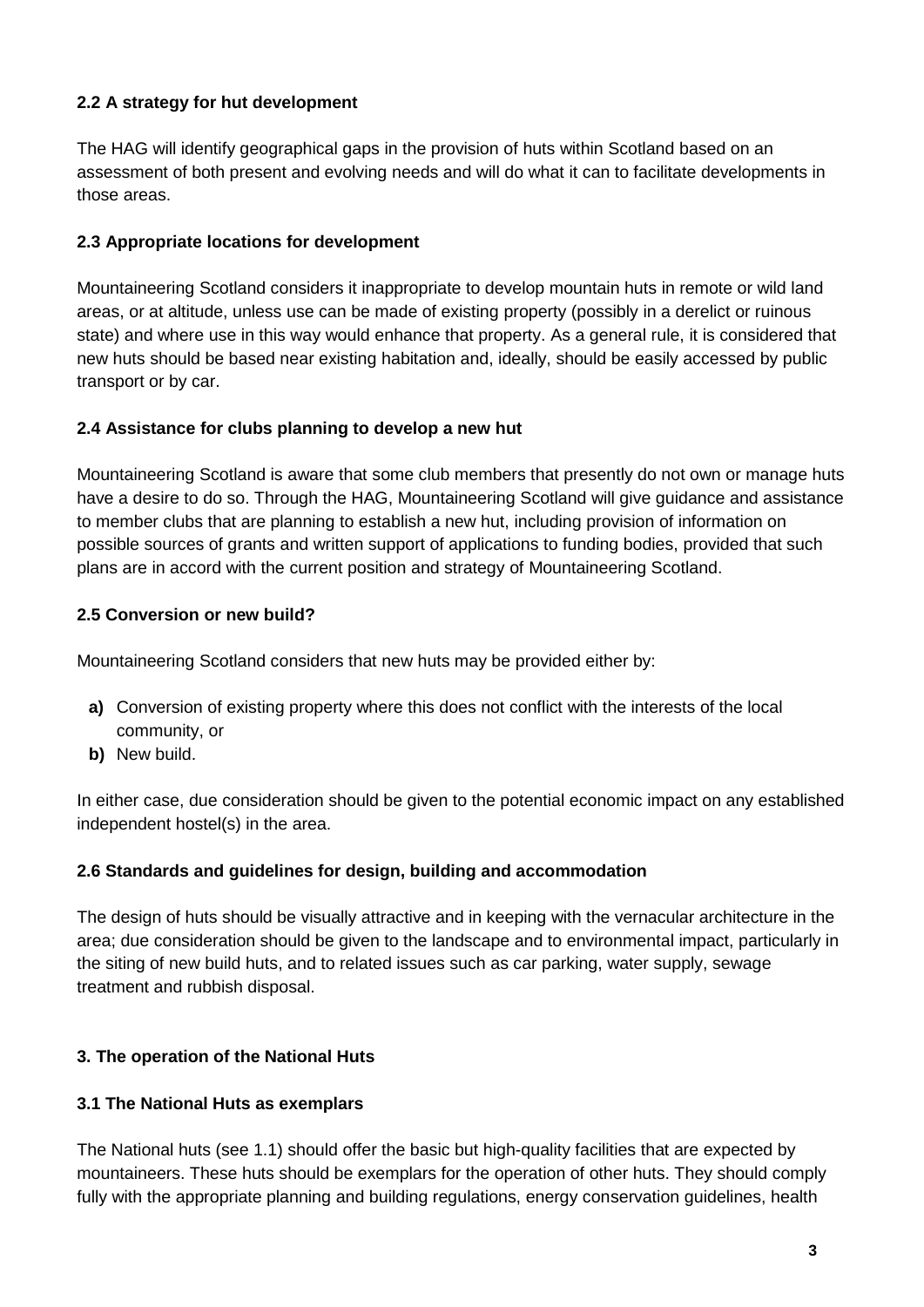### 2.2 A strategy for hut development

The HAG will identify geographical gaps in the provision of huts within Scotland based on an assessment of both present and evolving needs and will do what it can to facilitate developments in those areas.

### 2.3 Appropriate locations for development

Mountaineering Scotland considers it inappropriate to develop mountain huts in remote or wild land areas, or at altitude, unless use can be made of existing property (possibly in a derelict or ruinous state) and where use in this way would enhance that property. As a general rule, it is considered that new huts should be based near existing habitation and, ideally, should be easily accessed by public transport or by car.

### 2.4 Assistance for clubs planning to develop a new hut

Mountaineering Scotland is aware that some club members that presently do not own or manage huts have a desire to do so. Through the HAG, Mountaineering Scotland will give guidance and assistance to member clubs that are planning to establish a new hut, including provision of information on possible sources of grants and written support of applications to funding bodies, provided that such plans are in accord with the current position and strategy of Mountaineering Scotland.

### 2.5 Conversion or new build?

Mountaineering Scotland considers that new huts may be provided either by:

- **a)** Conversion of existing property where this does not conflict with the interests of the local community, or
- **b)** New build.

In either case, due consideration should be given to the potential economic impact on any established independent hostel(s) in the area.

### 2.6 Standards and guidelines for design, building and accommodation

The design of huts should be visually attractive and in keeping with the vernacular architecture in the area; due consideration should be given to the landscape and to environmental impact, particularly in the siting of new build huts, and to related issues such as car parking, water supply, sewage treatment and rubbish disposal.

## 3. The operation of the National Huts

### 3.1 The National Huts as exemplars

The National huts (see 1.1) should offer the basic but high-quality facilities that are expected by mountaineers. These huts should be exemplars for the operation of other huts. They should comply fully with the appropriate planning and building regulations, energy conservation guidelines, health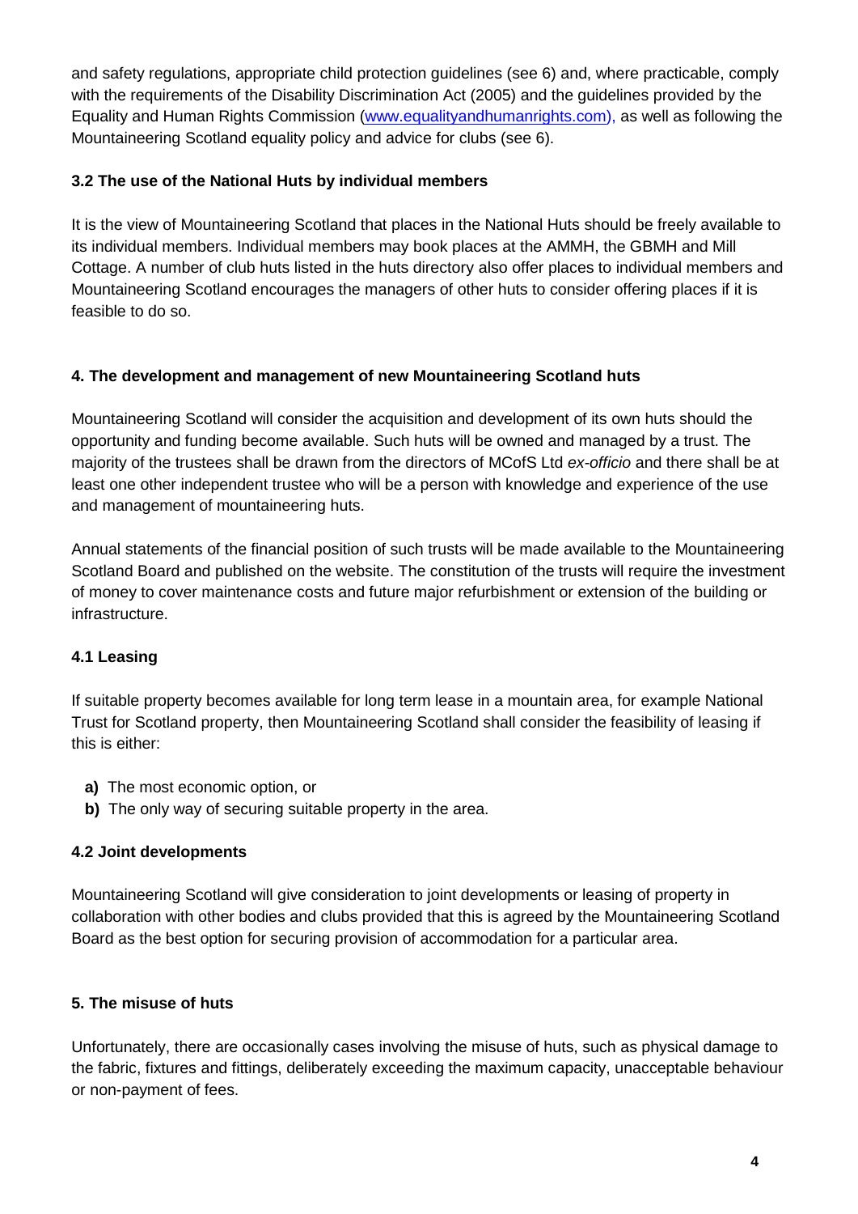and safety regulations, appropriate child protection guidelines (see 6) and, where practicable, comply with the requirements of the Disability Discrimination Act (2005) and the guidelines provided by the Equality and Human Rights Commission (www.equalityandhumanrights.com), as well as following the Mountaineering Scotland equality policy and advice for clubs (see 6).

### 3.2 The use of the National Huts by individual members

It is the view of Mountaineering Scotland that places in the National Huts should be freely available to its individual members. Individual members may book places at the AMMH, the GBMH and Mill Cottage. A number of club huts listed in the huts directory also offer places to individual members and Mountaineering Scotland encourages the managers of other huts to consider offering places if it is feasible to do so.

## 4. The development and management of new Mountaineering Scotland huts

Mountaineering Scotland will consider the acquisition and development of its own huts should the opportunity and funding become available. Such huts will be owned and managed by a trust. The majority of the trustees shall be drawn from the directors of MCofS Ltd *ex-officio* and there shall be at least one other independent trustee who will be a person with knowledge and experience of the use and management of mountaineering huts.

Annual statements of the financial position of such trusts will be made available to the Mountaineering Scotland Board and published on the website. The constitution of the trusts will require the investment of money to cover maintenance costs and future major refurbishment or extension of the building or infrastructure.

### 4.1 Leasing

If suitable property becomes available for long term lease in a mountain area, for example National Trust for Scotland property, then Mountaineering Scotland shall consider the feasibility of leasing if this is either:

- **a)** The most economic option, or
- **b)** The only way of securing suitable property in the area.

### 4.2 Joint developments

Mountaineering Scotland will give consideration to joint developments or leasing of property in collaboration with other bodies and clubs provided that this is agreed by the Mountaineering Scotland Board as the best option for securing provision of accommodation for a particular area.

## 5. The misuse of huts

Unfortunately, there are occasionally cases involving the misuse of huts, such as physical damage to the fabric, fixtures and fittings, deliberately exceeding the maximum capacity, unacceptable behaviour or non-payment of fees.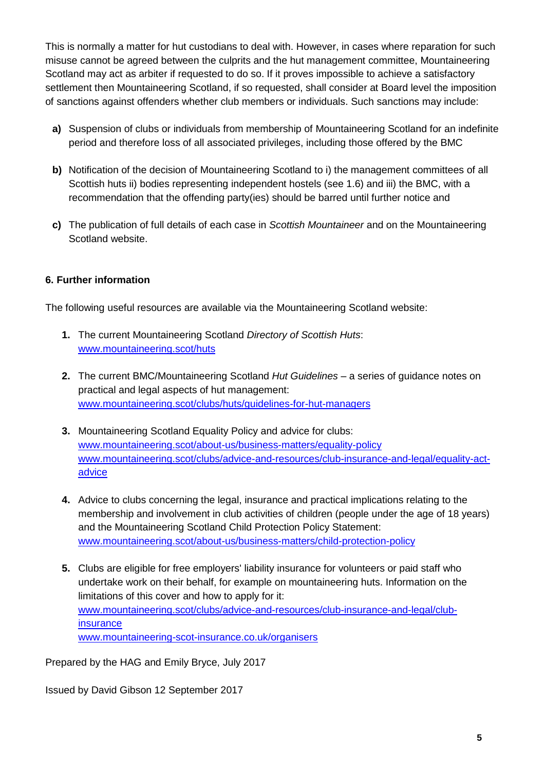This is normally a matter for hut custodians to deal with. However, in cases where reparation for such misuse cannot be agreed between the culprits and the hut management committee, Mountaineering Scotland may act as arbiter if requested to do so. If it proves impossible to achieve a satisfactory settlement then Mountaineering Scotland, if so requested, shall consider at Board level the imposition of sanctions against offenders whether club members or individuals. Such sanctions may include:

**a)** Suspension of clubs or individuals from membership of Mountaineering Scotland for an indefinite period and therefore loss of all associated privileges, including those offered by the BMC

**b)** Notification of the decision of Mountaineering Scotland to i) the management committees of all Scottish huts ii) bodies representing independent hostels (see 1.6) and iii) the BMC, with a recommendation that the offending party(ies) should be barred until further notice and

**c)** The publication of full details of each case in *Scottish Mountaineer* and on the Mountaineering Scotland website.

**6. Further information**

The following useful resources are available via the Mountaineering Scotland website:

1. The current Mountaineering Scotland *Directory of Scottish Huts*: [www.mountaineering.scot/huts](www.mountaineering.scot/huts)

2. The current BMC/Mountaineering Scotland *Hut Guidelines* – a series of guidance notes on practical and legal aspects of hut management: [www.mountaineering.scot/clubs/huts/guidelines-for-hut-managers](www.mountaineering.scot/clubs/huts/guidelines-for-hut-managers)

3. Mountaineering Scotland Equality Policy and advice for clubs: [www.mountaineering.scot/about-us/business-matters/equality-policy](www.mountaineering.scot/about-us/business-matters/equality-policy)
   [www.mountaineering.scot/clubs/advice-and-resources/club-insurance-and-legal/equality-act-advice](www.mountaineering.scot/clubs/advice-and-resources/club-insurance-and-legal/equality-act-advice)

4. Advice to clubs concerning the legal, insurance and practical implications relating to the membership and involvement in club activities of children (people under the age of 18 years) and the Mountaineering Scotland Child Protection Policy Statement: [www.mountaineering.scot/about-us/business-matters/child-protection-policy](www.mountaineering.scot/about-us/business-matters/child-protection-policy)

5. Clubs are eligible for free employers' liability insurance for volunteers or paid staff who undertake work on their behalf, for example on mountaineering huts. Information on the limitations of this cover and how to apply for it:
   [www.mountaineering.scot/clubs/advice-and-resources/club-insurance-and-legal/club-insurance](www.mountaineering.scot/clubs/advice-and-resources/club-insurance-and-legal/club-insurance)
   [www.mountaineering-scot-insurance.co.uk/organisers](www.mountaineering-scot-insurance.co.uk/organisers)

Prepared by the HAG and Emily Bryce, July 2017

Issued by David Gibson 12 September 2017